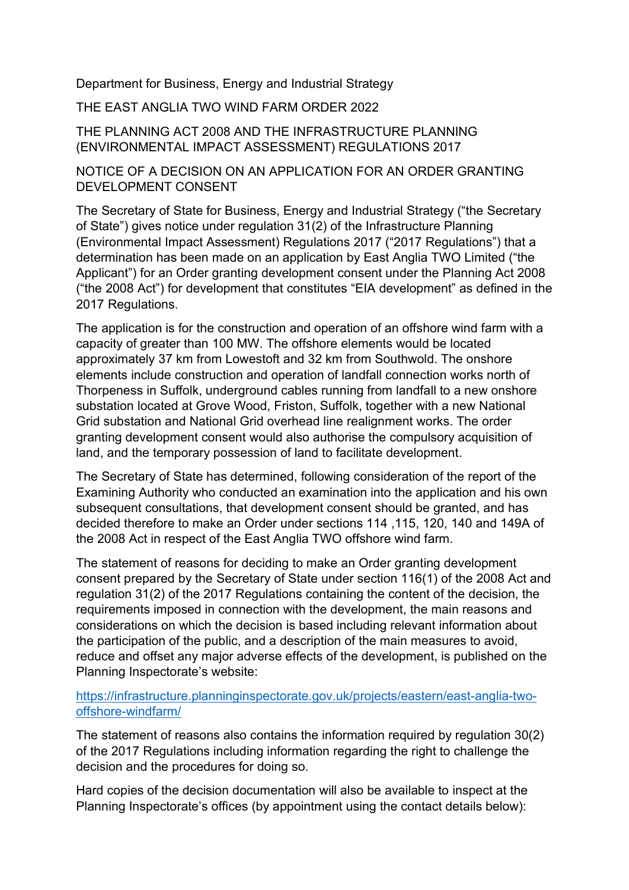Department for Business, Energy and Industrial Strategy

THE EAST ANGLIA TWO WIND FARM ORDER 2022

THE PLANNING ACT 2008 AND THE INFRASTRUCTURE PLANNING (ENVIRONMENTAL IMPACT ASSESSMENT) REGULATIONS 2017

NOTICE OF A DECISION ON AN APPLICATION FOR AN ORDER GRANTING DEVELOPMENT CONSENT

The Secretary of State for Business, Energy and Industrial Strategy ("the Secretary of State") gives notice under regulation 31(2) of the Infrastructure Planning (Environmental Impact Assessment) Regulations 2017 ("2017 Regulations") that a determination has been made on an application by East Anglia TWO Limited ("the Applicant") for an Order granting development consent under the Planning Act 2008 ("the 2008 Act") for development that constitutes "EIA development" as defined in the 2017 Regulations.

The application is for the construction and operation of an offshore wind farm with a capacity of greater than 100 MW. The offshore elements would be located approximately 37 km from Lowestoft and 32 km from Southwold. The onshore elements include construction and operation of landfall connection works north of Thorpeness in Suffolk, underground cables running from landfall to a new onshore substation located at Grove Wood, Friston, Suffolk, together with a new National Grid substation and National Grid overhead line realignment works. The order granting development consent would also authorise the compulsory acquisition of land, and the temporary possession of land to facilitate development.

The Secretary of State has determined, following consideration of the report of the Examining Authority who conducted an examination into the application and his own subsequent consultations, that development consent should be granted, and has decided therefore to make an Order under sections 114 ,115, 120, 140 and 149A of the 2008 Act in respect of the East Anglia TWO offshore wind farm.

The statement of reasons for deciding to make an Order granting development consent prepared by the Secretary of State under section 116(1) of the 2008 Act and regulation 31(2) of the 2017 Regulations containing the content of the decision, the requirements imposed in connection with the development, the main reasons and considerations on which the decision is based including relevant information about the participation of the public, and a description of the main measures to avoid, reduce and offset any major adverse effects of the development, is published on the Planning Inspectorate's website:

[https://infrastructure.planninginspectorate.gov.uk/projects/eastern/east-anglia-two-offshore-windfarm/](https://infrastructure.planninginspectorate.gov.uk/projects/eastern/east-anglia-two-offshore-windfarm/)

The statement of reasons also contains the information required by regulation 30(2) of the 2017 Regulations including information regarding the right to challenge the decision and the procedures for doing so.

Hard copies of the decision documentation will also be available to inspect at the Planning Inspectorate's offices (by appointment using the contact details below):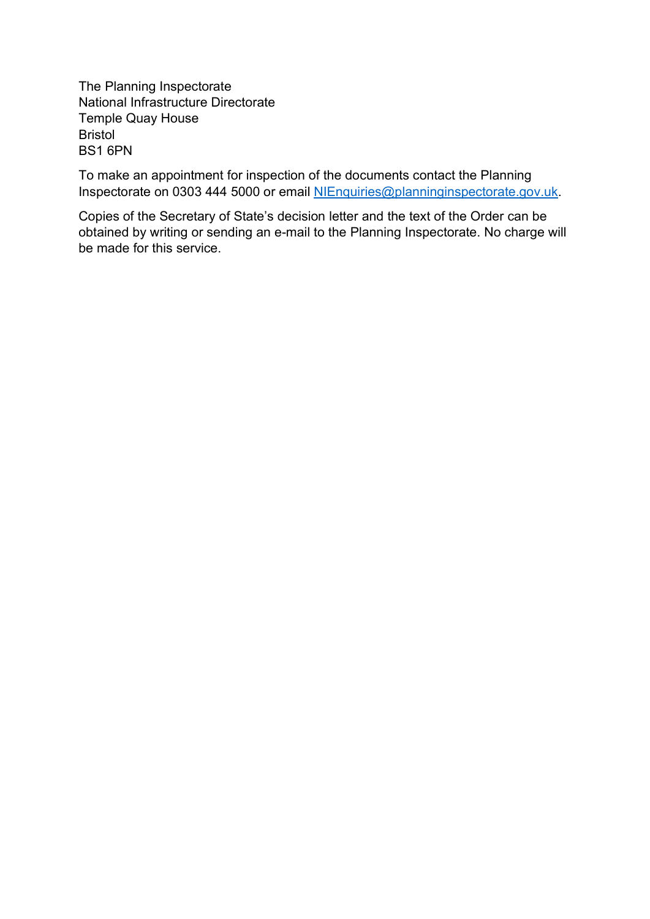The Planning Inspectorate
National Infrastructure Directorate
Temple Quay House
Bristol
BS1 6PN

To make an appointment for inspection of the documents contact the Planning Inspectorate on 0303 444 5000 or email NIEnquiries@planninginspectorate.gov.uk.

Copies of the Secretary of State's decision letter and the text of the Order can be obtained by writing or sending an e-mail to the Planning Inspectorate. No charge will be made for this service.